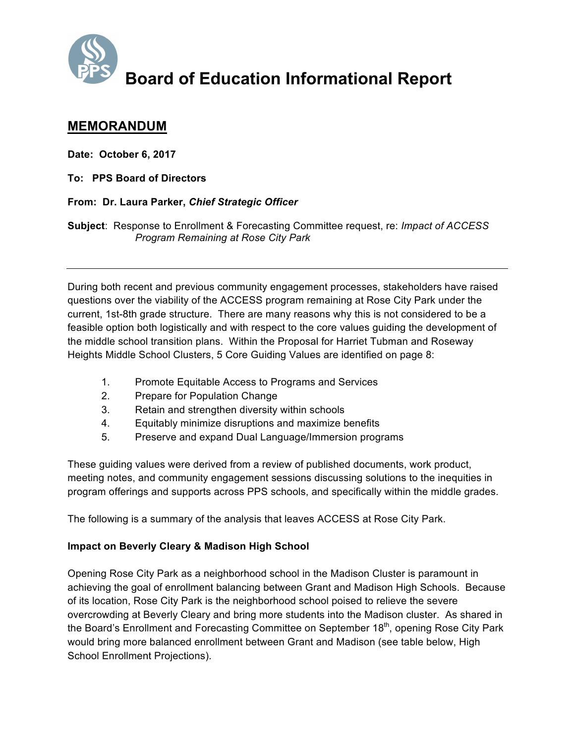# Board of Education Informational Report

## MEMORANDUM

**Date: October 6, 2017**

**To: PPS Board of Directors**

**From: Dr. Laura Parker, *Chief Strategic Officer***

**Subject**: Response to Enrollment & Forecasting Committee request, re: *Impact of ACCESS Program Remaining at Rose City Park*

---

During both recent and previous community engagement processes, stakeholders have raised questions over the viability of the ACCESS program remaining at Rose City Park under the current, 1st-8th grade structure. There are many reasons why this is not considered to be a feasible option both logistically and with respect to the core values guiding the development of the middle school transition plans. Within the Proposal for Harriet Tubman and Roseway Heights Middle School Clusters, 5 Core Guiding Values are identified on page 8:

1. Promote Equitable Access to Programs and Services
2. Prepare for Population Change
3. Retain and strengthen diversity within schools
4. Equitably minimize disruptions and maximize benefits
5. Preserve and expand Dual Language/Immersion programs

These guiding values were derived from a review of published documents, work product, meeting notes, and community engagement sessions discussing solutions to the inequities in program offerings and supports across PPS schools, and specifically within the middle grades.

The following is a summary of the analysis that leaves ACCESS at Rose City Park.

**Impact on Beverly Cleary & Madison High School**

Opening Rose City Park as a neighborhood school in the Madison Cluster is paramount in achieving the goal of enrollment balancing between Grant and Madison High Schools. Because of its location, Rose City Park is the neighborhood school poised to relieve the severe overcrowding at Beverly Cleary and bring more students into the Madison cluster. As shared in the Board's Enrollment and Forecasting Committee on September 18th, opening Rose City Park would bring more balanced enrollment between Grant and Madison (see table below, High School Enrollment Projections).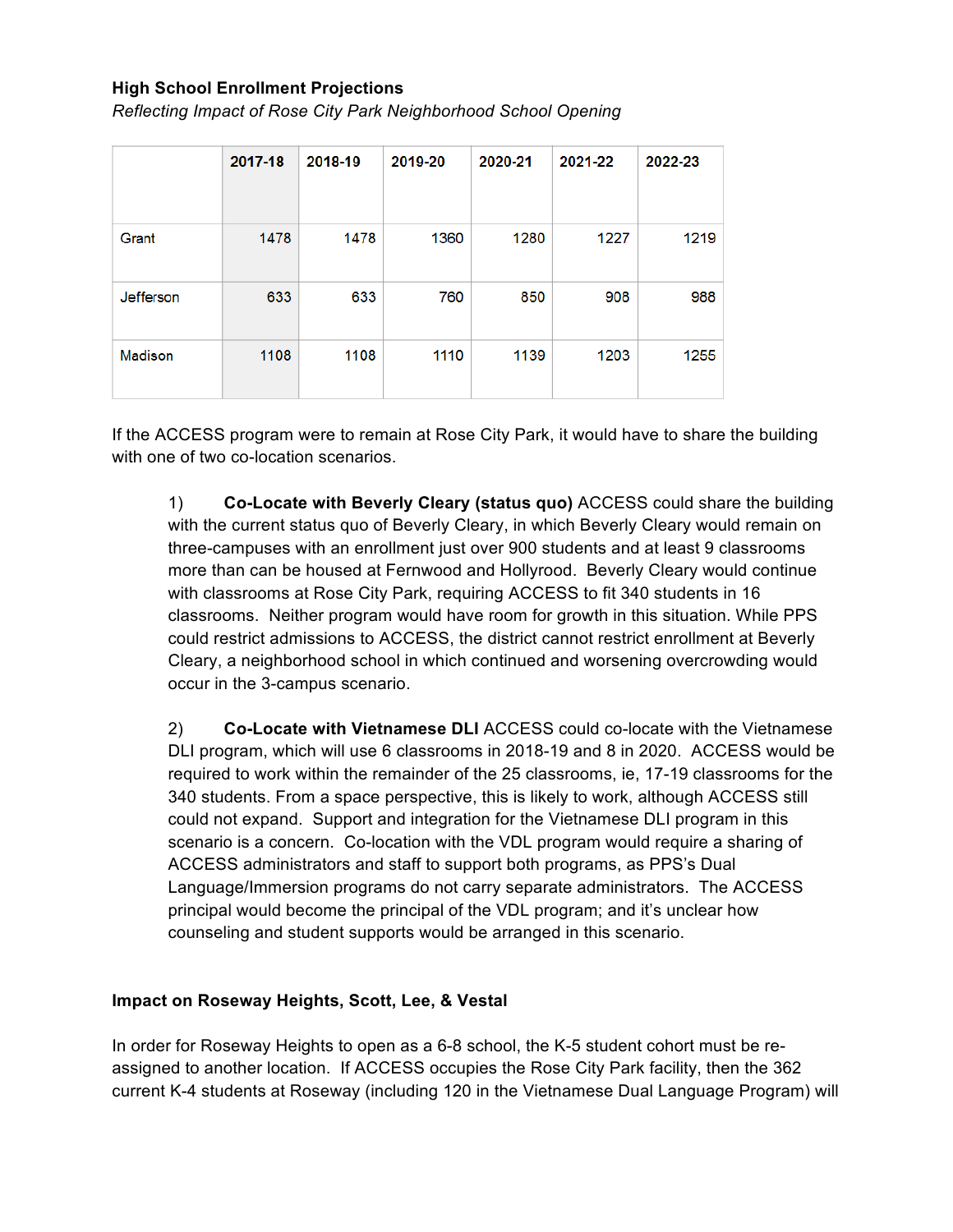**High School Enrollment Projections**

*Reflecting Impact of Rose City Park Neighborhood School Opening*

| | 2017-18 | 2018-19 | 2019-20 | 2020-21 | 2021-22 | 2022-23 |
|---|---|---|---|---|---|---|
| Grant | 1478 | 1478 | 1360 | 1280 | 1227 | 1219 |
| Jefferson | 633 | 633 | 760 | 850 | 908 | 988 |
| Madison | 1108 | 1108 | 1110 | 1139 | 1203 | 1255 |

If the ACCESS program were to remain at Rose City Park, it would have to share the building with one of two co-location scenarios.

1) **Co-Locate with Beverly Cleary (status quo)** ACCESS could share the building with the current status quo of Beverly Cleary, in which Beverly Cleary would remain on three-campuses with an enrollment just over 900 students and at least 9 classrooms more than can be housed at Fernwood and Hollyrood. Beverly Cleary would continue with classrooms at Rose City Park, requiring ACCESS to fit 340 students in 16 classrooms. Neither program would have room for growth in this situation. While PPS could restrict admissions to ACCESS, the district cannot restrict enrollment at Beverly Cleary, a neighborhood school in which continued and worsening overcrowding would occur in the 3-campus scenario.

2) **Co-Locate with Vietnamese DLI** ACCESS could co-locate with the Vietnamese DLI program, which will use 6 classrooms in 2018-19 and 8 in 2020. ACCESS would be required to work within the remainder of the 25 classrooms, ie, 17-19 classrooms for the 340 students. From a space perspective, this is likely to work, although ACCESS still could not expand. Support and integration for the Vietnamese DLI program in this scenario is a concern. Co-location with the VDL program would require a sharing of ACCESS administrators and staff to support both programs, as PPS's Dual Language/Immersion programs do not carry separate administrators. The ACCESS principal would become the principal of the VDL program; and it's unclear how counseling and student supports would be arranged in this scenario.

**Impact on Roseway Heights, Scott, Lee, & Vestal**

In order for Roseway Heights to open as a 6-8 school, the K-5 student cohort must be re-assigned to another location. If ACCESS occupies the Rose City Park facility, then the 362 current K-4 students at Roseway (including 120 in the Vietnamese Dual Language Program) will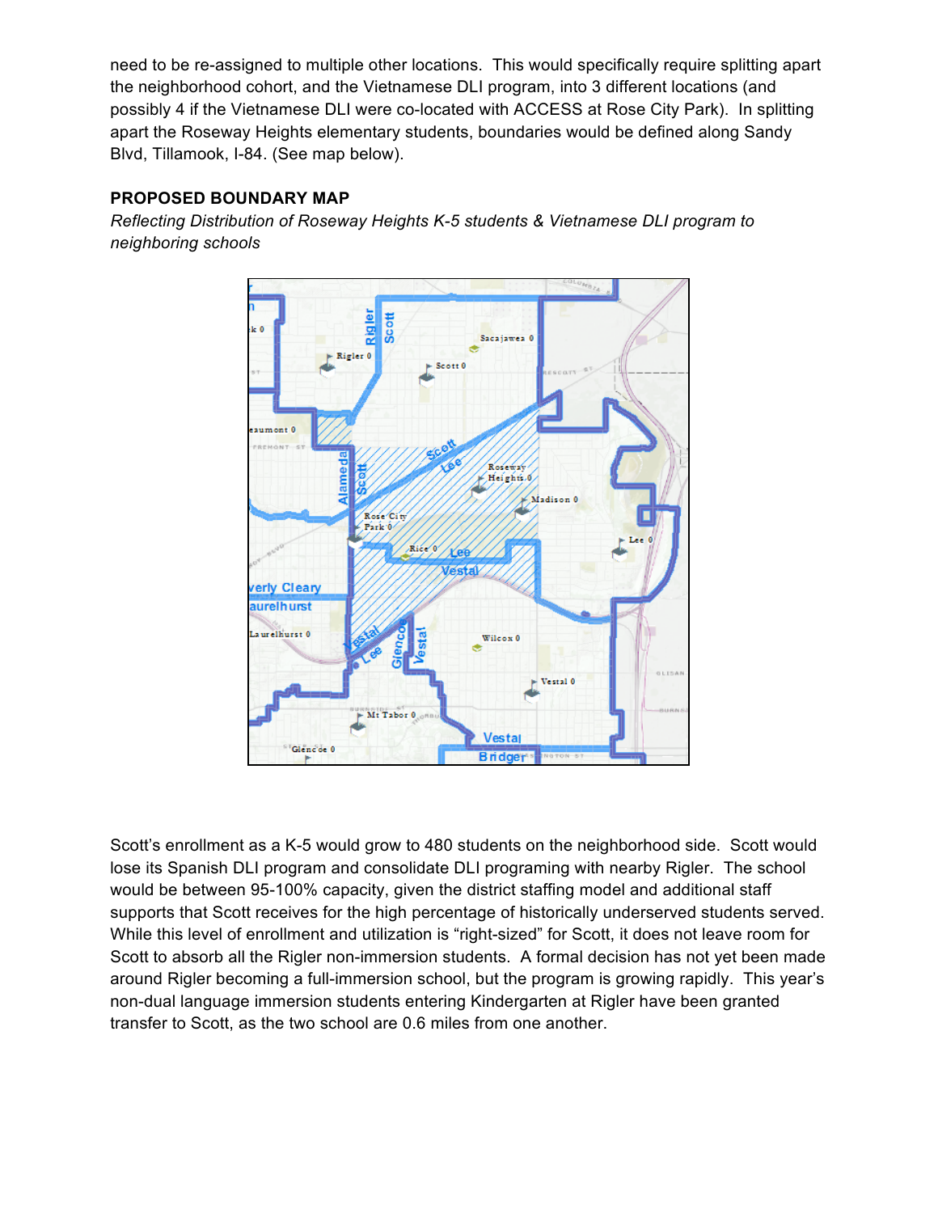need to be re-assigned to multiple other locations. This would specifically require splitting apart the neighborhood cohort, and the Vietnamese DLI program, into 3 different locations (and possibly 4 if the Vietnamese DLI were co-located with ACCESS at Rose City Park). In splitting apart the Roseway Heights elementary students, boundaries would be defined along Sandy Blvd, Tillamook, I-84. (See map below).

**PROPOSED BOUNDARY MAP**

*Reflecting Distribution of Roseway Heights K-5 students & Vietnamese DLI program to neighboring schools*

Scott's enrollment as a K-5 would grow to 480 students on the neighborhood side. Scott would lose its Spanish DLI program and consolidate DLI programing with nearby Rigler. The school would be between 95-100% capacity, given the district staffing model and additional staff supports that Scott receives for the high percentage of historically underserved students served. While this level of enrollment and utilization is "right-sized" for Scott, it does not leave room for Scott to absorb all the Rigler non-immersion students. A formal decision has not yet been made around Rigler becoming a full-immersion school, but the program is growing rapidly. This year's non-dual language immersion students entering Kindergarten at Rigler have been granted transfer to Scott, as the two school are 0.6 miles from one another.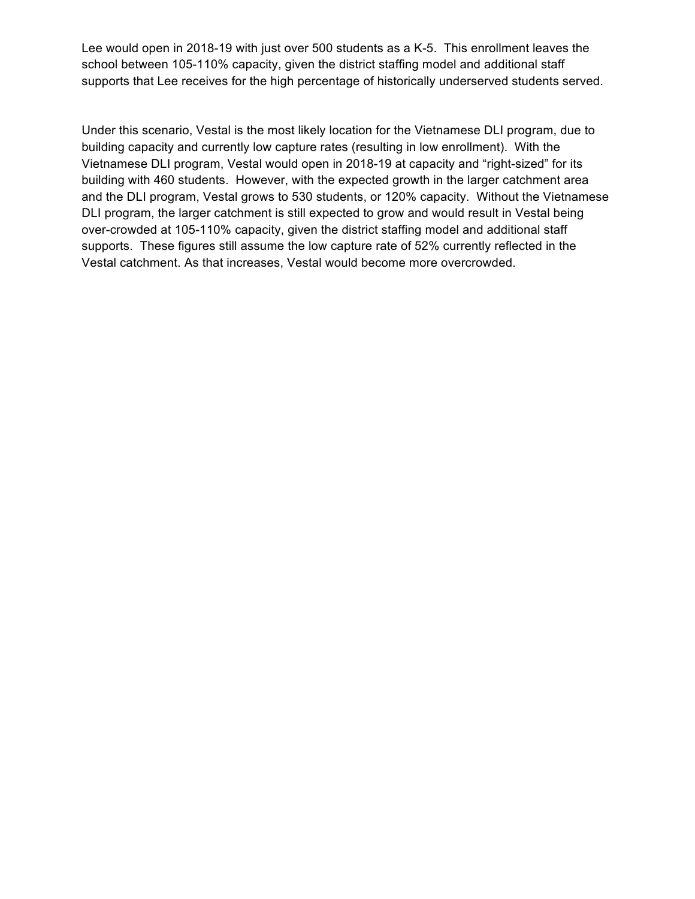Lee would open in 2018-19 with just over 500 students as a K-5. This enrollment leaves the school between 105-110% capacity, given the district staffing model and additional staff supports that Lee receives for the high percentage of historically underserved students served.

Under this scenario, Vestal is the most likely location for the Vietnamese DLI program, due to building capacity and currently low capture rates (resulting in low enrollment). With the Vietnamese DLI program, Vestal would open in 2018-19 at capacity and "right-sized" for its building with 460 students. However, with the expected growth in the larger catchment area and the DLI program, Vestal grows to 530 students, or 120% capacity. Without the Vietnamese DLI program, the larger catchment is still expected to grow and would result in Vestal being over-crowded at 105-110% capacity, given the district staffing model and additional staff supports. These figures still assume the low capture rate of 52% currently reflected in the Vestal catchment. As that increases, Vestal would become more overcrowded.